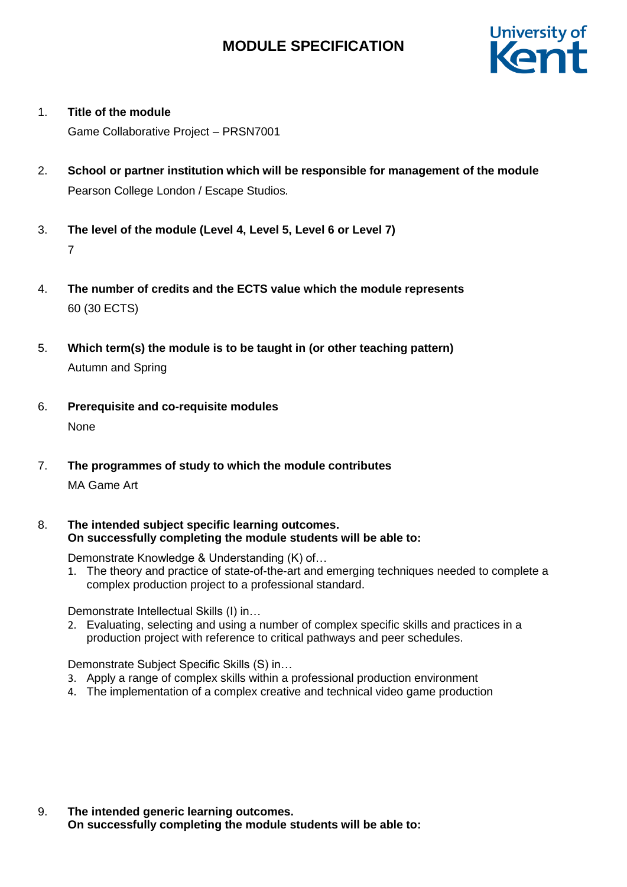# MODULE SPECIFICATION

1. **Title of the module**

   Game Collaborative Project – PRSN7001

2. **School or partner institution which will be responsible for management of the module**

   Pearson College London / Escape Studios.

3. **The level of the module (Level 4, Level 5, Level 6 or Level 7)**

   7

4. **The number of credits and the ECTS value which the module represents**

   60 (30 ECTS)

5. **Which term(s) the module is to be taught in (or other teaching pattern)**

   Autumn and Spring

6. **Prerequisite and co-requisite modules**

   None

7. **The programmes of study to which the module contributes**

   MA Game Art

8. **The intended subject specific learning outcomes.**
   **On successfully completing the module students will be able to:**

   Demonstrate Knowledge & Understanding (K) of…

   1. The theory and practice of state-of-the-art and emerging techniques needed to complete a complex production project to a professional standard.

   Demonstrate Intellectual Skills (I) in…

   2. Evaluating, selecting and using a number of complex specific skills and practices in a production project with reference to critical pathways and peer schedules.

   Demonstrate Subject Specific Skills (S) in…

   3. Apply a range of complex skills within a professional production environment
   4. The implementation of a complex creative and technical video game production

9. **The intended generic learning outcomes.**
   **On successfully completing the module students will be able to:**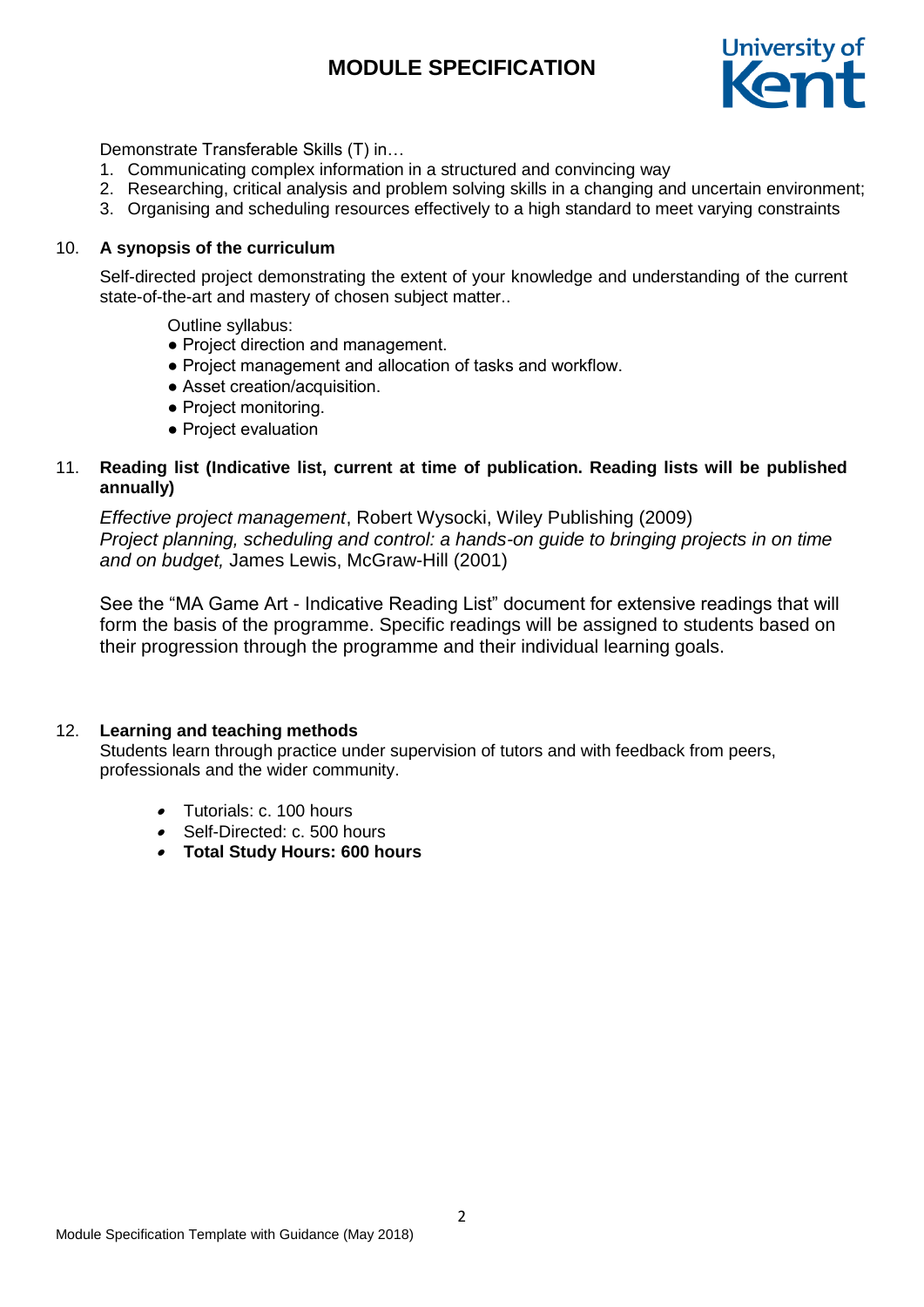Demonstrate Transferable Skills (T) in…

1. Communicating complex information in a structured and convincing way
2. Researching, critical analysis and problem solving skills in a changing and uncertain environment;
3. Organising and scheduling resources effectively to a high standard to meet varying constraints

10. **A synopsis of the curriculum**

Self-directed project demonstrating the extent of your knowledge and understanding of the current state-of-the-art and mastery of chosen subject matter..

Outline syllabus:

- Project direction and management.
- Project management and allocation of tasks and workflow.
- Asset creation/acquisition.
- Project monitoring.
- Project evaluation

11. **Reading list (Indicative list, current at time of publication. Reading lists will be published annually)**

*Effective project management*, Robert Wysocki, Wiley Publishing (2009)
*Project planning, scheduling and control: a hands-on guide to bringing projects in on time and on budget,* James Lewis, McGraw-Hill (2001)

See the "MA Game Art - Indicative Reading List" document for extensive readings that will form the basis of the programme. Specific readings will be assigned to students based on their progression through the programme and their individual learning goals.

12. **Learning and teaching methods**

Students learn through practice under supervision of tutors and with feedback from peers, professionals and the wider community.

- Tutorials: c. 100 hours
- Self-Directed: c. 500 hours
- **Total Study Hours: 600 hours**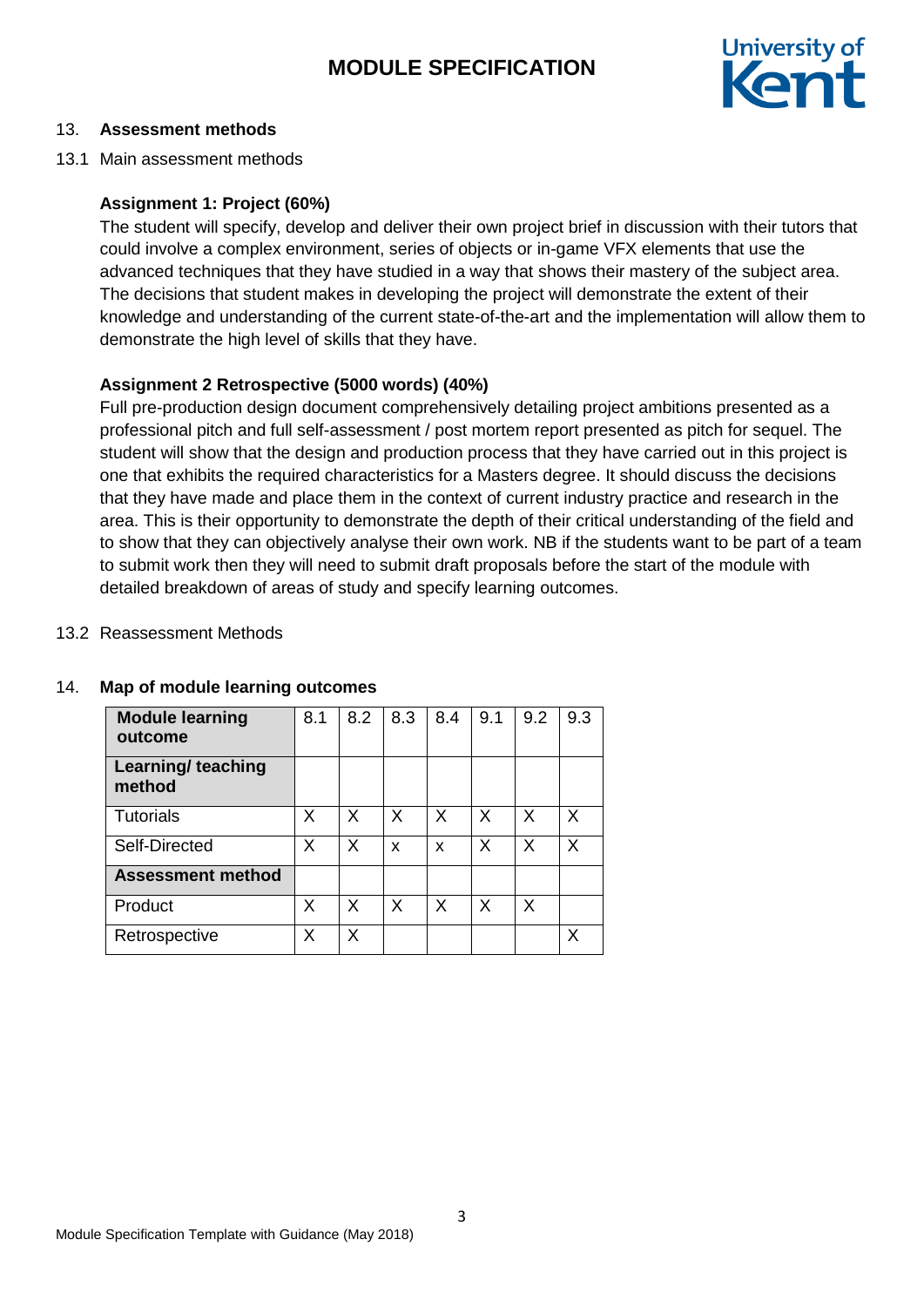13. **Assessment methods**

13.1 Main assessment methods

**Assignment 1: Project (60%)**

The student will specify, develop and deliver their own project brief in discussion with their tutors that could involve a complex environment, series of objects or in-game VFX elements that use the advanced techniques that they have studied in a way that shows their mastery of the subject area. The decisions that student makes in developing the project will demonstrate the extent of their knowledge and understanding of the current state-of-the-art and the implementation will allow them to demonstrate the high level of skills that they have.

**Assignment 2 Retrospective (5000 words) (40%)**

Full pre-production design document comprehensively detailing project ambitions presented as a professional pitch and full self-assessment / post mortem report presented as pitch for sequel. The student will show that the design and production process that they have carried out in this project is one that exhibits the required characteristics for a Masters degree. It should discuss the decisions that they have made and place them in the context of current industry practice and research in the area. This is their opportunity to demonstrate the depth of their critical understanding of the field and to show that they can objectively analyse their own work. NB if the students want to be part of a team to submit work then they will need to submit draft proposals before the start of the module with detailed breakdown of areas of study and specify learning outcomes.

13.2 Reassessment Methods

14. **Map of module learning outcomes**

| **Module learning outcome** | 8.1 | 8.2 | 8.3 | 8.4 | 9.1 | 9.2 | 9.3 |
|---|---|---|---|---|---|---|---|
| **Learning/ teaching method** | | | | | | | |
| Tutorials | X | X | X | X | X | X | X |
| Self-Directed | X | X | x | x | X | X | X |
| **Assessment method** | | | | | | | |
| Product | X | X | X | X | X | X | |
| Retrospective | X | X | | | | | X |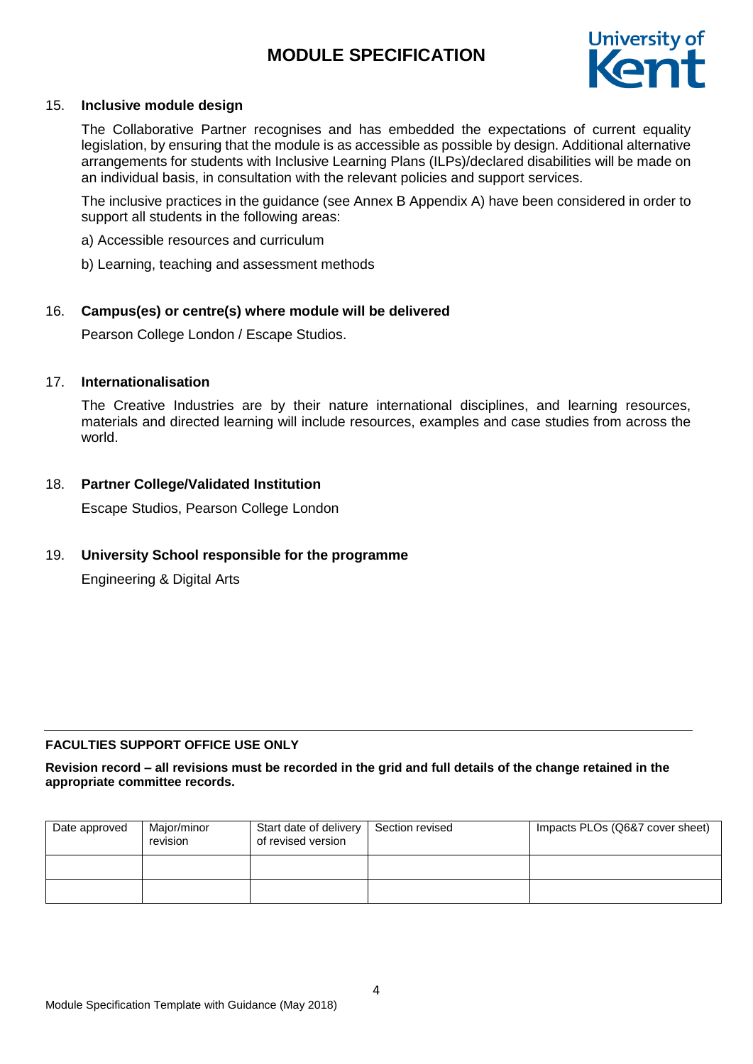### 15. Inclusive module design

The Collaborative Partner recognises and has embedded the expectations of current equality legislation, by ensuring that the module is as accessible as possible by design. Additional alternative arrangements for students with Inclusive Learning Plans (ILPs)/declared disabilities will be made on an individual basis, in consultation with the relevant policies and support services.

The inclusive practices in the guidance (see Annex B Appendix A) have been considered in order to support all students in the following areas:

a) Accessible resources and curriculum

b) Learning, teaching and assessment methods

### 16. Campus(es) or centre(s) where module will be delivered

Pearson College London / Escape Studios.

### 17. Internationalisation

The Creative Industries are by their nature international disciplines, and learning resources, materials and directed learning will include resources, examples and case studies from across the world.

### 18. Partner College/Validated Institution

Escape Studios, Pearson College London

### 19. University School responsible for the programme

Engineering & Digital Arts

---

**FACULTIES SUPPORT OFFICE USE ONLY**

**Revision record – all revisions must be recorded in the grid and full details of the change retained in the appropriate committee records.**

| Date approved | Major/minor revision | Start date of delivery of revised version | Section revised | Impacts PLOs (Q6&7 cover sheet) |
|---|---|---|---|---|
| | | | | |
| | | | | |